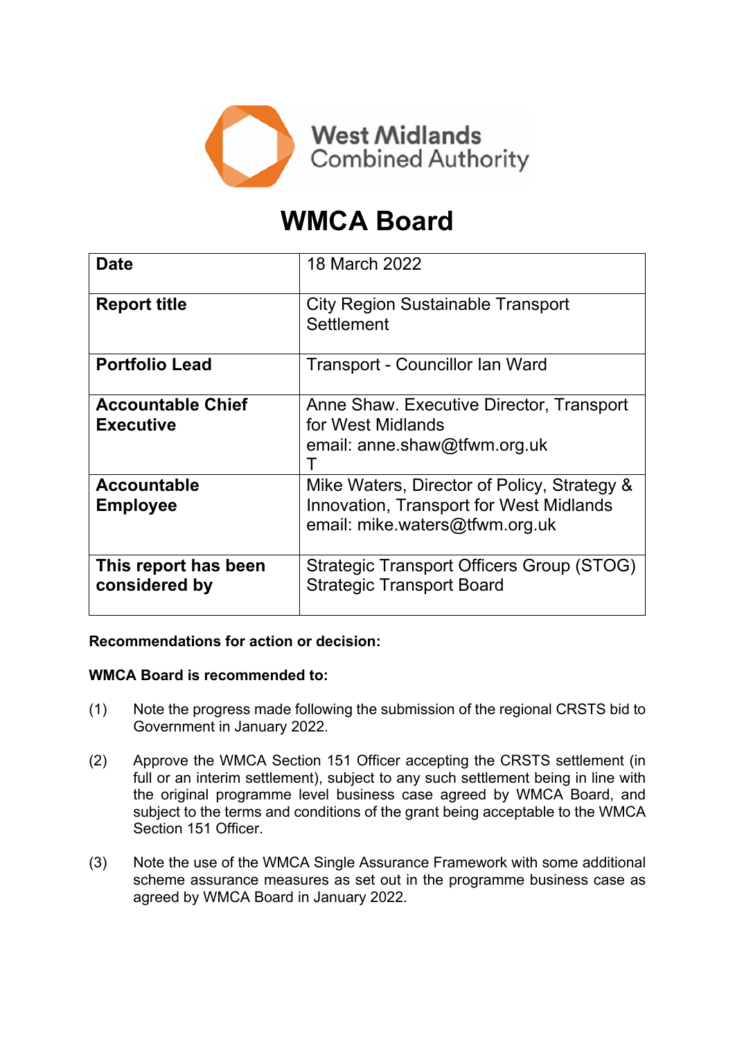West Midlands Combined Authority

# WMCA Board

| | |
|---|---|
| **Date** | 18 March 2022 |
| **Report title** | City Region Sustainable Transport Settlement |
| **Portfolio Lead** | Transport - Councillor Ian Ward |
| **Accountable Chief Executive** | Anne Shaw. Executive Director, Transport for West Midlands<br>email: anne.shaw@tfwm.org.uk<br>T |
| **Accountable Employee** | Mike Waters, Director of Policy, Strategy & Innovation, Transport for West Midlands<br>email: mike.waters@tfwm.org.uk |
| **This report has been considered by** | Strategic Transport Officers Group (STOG)<br>Strategic Transport Board |

**Recommendations for action or decision:**

**WMCA Board is recommended to:**

(1) Note the progress made following the submission of the regional CRSTS bid to Government in January 2022.

(2) Approve the WMCA Section 151 Officer accepting the CRSTS settlement (in full or an interim settlement), subject to any such settlement being in line with the original programme level business case agreed by WMCA Board, and subject to the terms and conditions of the grant being acceptable to the WMCA Section 151 Officer.

(3) Note the use of the WMCA Single Assurance Framework with some additional scheme assurance measures as set out in the programme business case as agreed by WMCA Board in January 2022.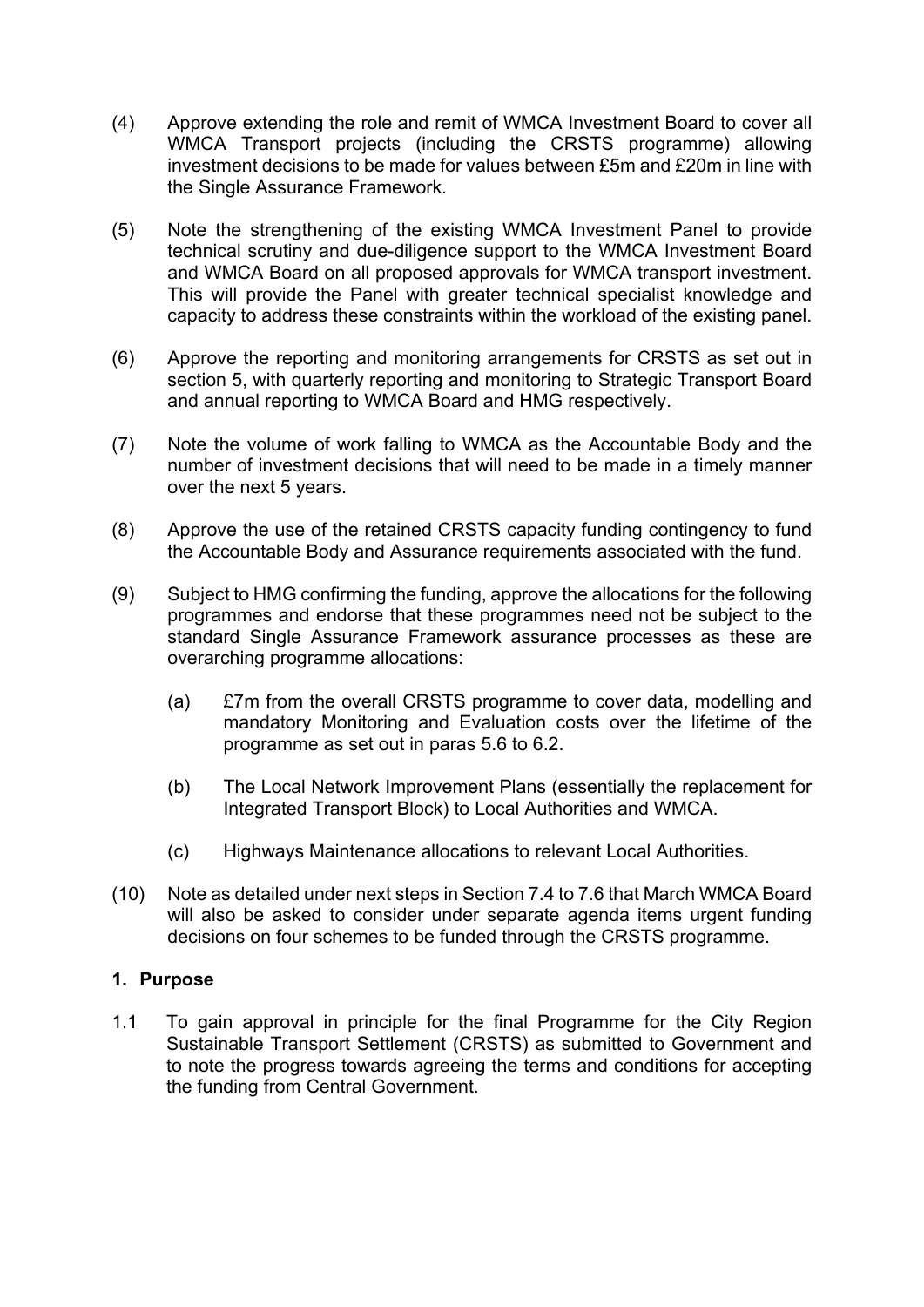(4) Approve extending the role and remit of WMCA Investment Board to cover all WMCA Transport projects (including the CRSTS programme) allowing investment decisions to be made for values between £5m and £20m in line with the Single Assurance Framework.

(5) Note the strengthening of the existing WMCA Investment Panel to provide technical scrutiny and due-diligence support to the WMCA Investment Board and WMCA Board on all proposed approvals for WMCA transport investment. This will provide the Panel with greater technical specialist knowledge and capacity to address these constraints within the workload of the existing panel.

(6) Approve the reporting and monitoring arrangements for CRSTS as set out in section 5, with quarterly reporting and monitoring to Strategic Transport Board and annual reporting to WMCA Board and HMG respectively.

(7) Note the volume of work falling to WMCA as the Accountable Body and the number of investment decisions that will need to be made in a timely manner over the next 5 years.

(8) Approve the use of the retained CRSTS capacity funding contingency to fund the Accountable Body and Assurance requirements associated with the fund.

(9) Subject to HMG confirming the funding, approve the allocations for the following programmes and endorse that these programmes need not be subject to the standard Single Assurance Framework assurance processes as these are overarching programme allocations:

  (a) £7m from the overall CRSTS programme to cover data, modelling and mandatory Monitoring and Evaluation costs over the lifetime of the programme as set out in paras 5.6 to 6.2.

  (b) The Local Network Improvement Plans (essentially the replacement for Integrated Transport Block) to Local Authorities and WMCA.

  (c) Highways Maintenance allocations to relevant Local Authorities.

(10) Note as detailed under next steps in Section 7.4 to 7.6 that March WMCA Board will also be asked to consider under separate agenda items urgent funding decisions on four schemes to be funded through the CRSTS programme.

## 1. Purpose

1.1 To gain approval in principle for the final Programme for the City Region Sustainable Transport Settlement (CRSTS) as submitted to Government and to note the progress towards agreeing the terms and conditions for accepting the funding from Central Government.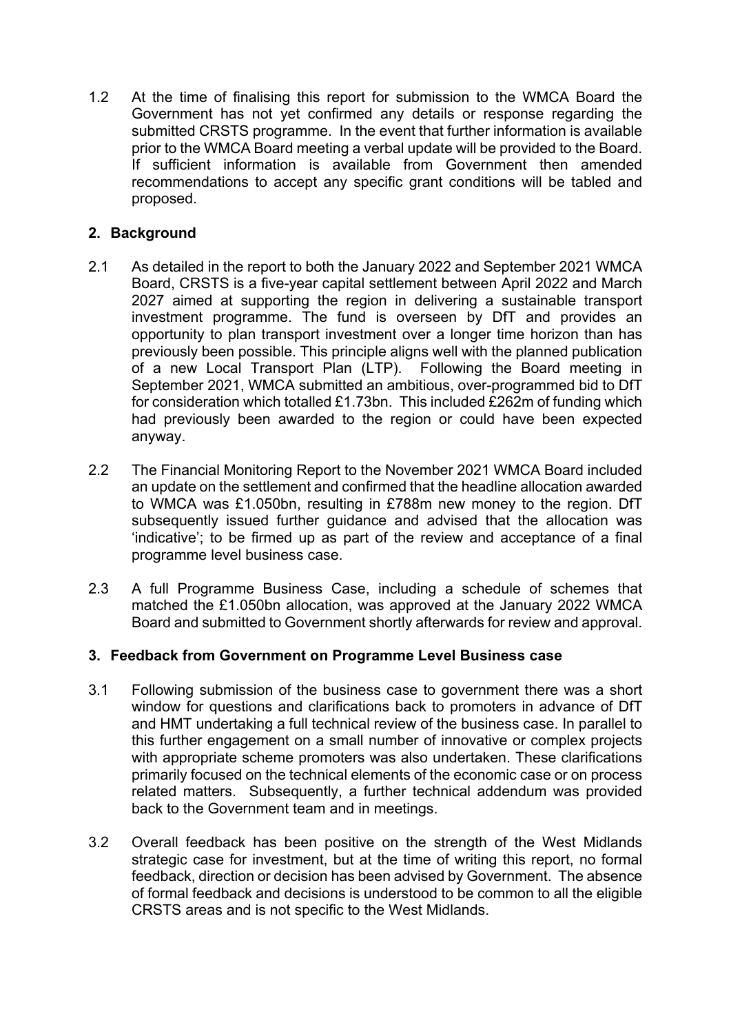1.2 At the time of finalising this report for submission to the WMCA Board the Government has not yet confirmed any details or response regarding the submitted CRSTS programme. In the event that further information is available prior to the WMCA Board meeting a verbal update will be provided to the Board. If sufficient information is available from Government then amended recommendations to accept any specific grant conditions will be tabled and proposed.

## 2. Background

2.1 As detailed in the report to both the January 2022 and September 2021 WMCA Board, CRSTS is a five-year capital settlement between April 2022 and March 2027 aimed at supporting the region in delivering a sustainable transport investment programme. The fund is overseen by DfT and provides an opportunity to plan transport investment over a longer time horizon than has previously been possible. This principle aligns well with the planned publication of a new Local Transport Plan (LTP). Following the Board meeting in September 2021, WMCA submitted an ambitious, over-programmed bid to DfT for consideration which totalled £1.73bn. This included £262m of funding which had previously been awarded to the region or could have been expected anyway.

2.2 The Financial Monitoring Report to the November 2021 WMCA Board included an update on the settlement and confirmed that the headline allocation awarded to WMCA was £1.050bn, resulting in £788m new money to the region. DfT subsequently issued further guidance and advised that the allocation was 'indicative'; to be firmed up as part of the review and acceptance of a final programme level business case.

2.3 A full Programme Business Case, including a schedule of schemes that matched the £1.050bn allocation, was approved at the January 2022 WMCA Board and submitted to Government shortly afterwards for review and approval.

## 3. Feedback from Government on Programme Level Business case

3.1 Following submission of the business case to government there was a short window for questions and clarifications back to promoters in advance of DfT and HMT undertaking a full technical review of the business case. In parallel to this further engagement on a small number of innovative or complex projects with appropriate scheme promoters was also undertaken. These clarifications primarily focused on the technical elements of the economic case or on process related matters. Subsequently, a further technical addendum was provided back to the Government team and in meetings.

3.2 Overall feedback has been positive on the strength of the West Midlands strategic case for investment, but at the time of writing this report, no formal feedback, direction or decision has been advised by Government. The absence of formal feedback and decisions is understood to be common to all the eligible CRSTS areas and is not specific to the West Midlands.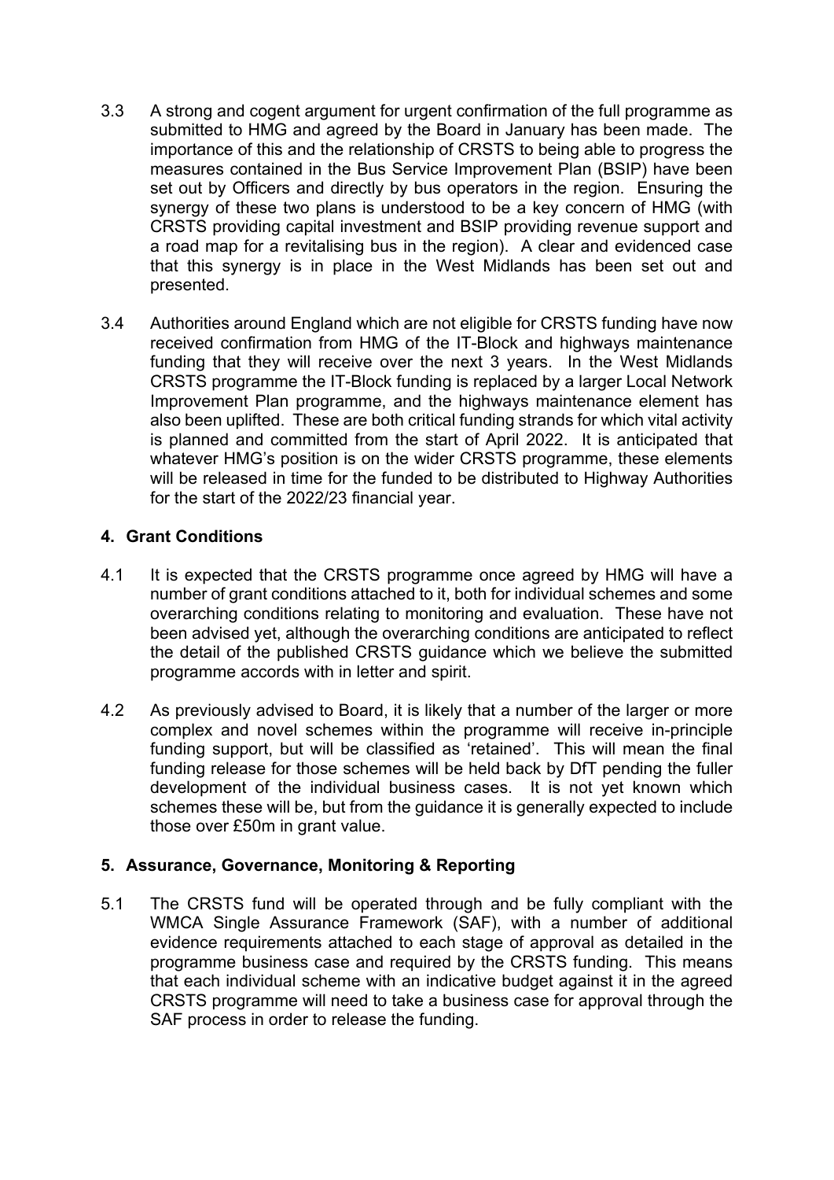3.3 A strong and cogent argument for urgent confirmation of the full programme as submitted to HMG and agreed by the Board in January has been made. The importance of this and the relationship of CRSTS to being able to progress the measures contained in the Bus Service Improvement Plan (BSIP) have been set out by Officers and directly by bus operators in the region. Ensuring the synergy of these two plans is understood to be a key concern of HMG (with CRSTS providing capital investment and BSIP providing revenue support and a road map for a revitalising bus in the region). A clear and evidenced case that this synergy is in place in the West Midlands has been set out and presented.

3.4 Authorities around England which are not eligible for CRSTS funding have now received confirmation from HMG of the IT-Block and highways maintenance funding that they will receive over the next 3 years. In the West Midlands CRSTS programme the IT-Block funding is replaced by a larger Local Network Improvement Plan programme, and the highways maintenance element has also been uplifted. These are both critical funding strands for which vital activity is planned and committed from the start of April 2022. It is anticipated that whatever HMG's position is on the wider CRSTS programme, these elements will be released in time for the funded to be distributed to Highway Authorities for the start of the 2022/23 financial year.

## 4. Grant Conditions

4.1 It is expected that the CRSTS programme once agreed by HMG will have a number of grant conditions attached to it, both for individual schemes and some overarching conditions relating to monitoring and evaluation. These have not been advised yet, although the overarching conditions are anticipated to reflect the detail of the published CRSTS guidance which we believe the submitted programme accords with in letter and spirit.

4.2 As previously advised to Board, it is likely that a number of the larger or more complex and novel schemes within the programme will receive in-principle funding support, but will be classified as 'retained'. This will mean the final funding release for those schemes will be held back by DfT pending the fuller development of the individual business cases. It is not yet known which schemes these will be, but from the guidance it is generally expected to include those over £50m in grant value.

## 5. Assurance, Governance, Monitoring & Reporting

5.1 The CRSTS fund will be operated through and be fully compliant with the WMCA Single Assurance Framework (SAF), with a number of additional evidence requirements attached to each stage of approval as detailed in the programme business case and required by the CRSTS funding. This means that each individual scheme with an indicative budget against it in the agreed CRSTS programme will need to take a business case for approval through the SAF process in order to release the funding.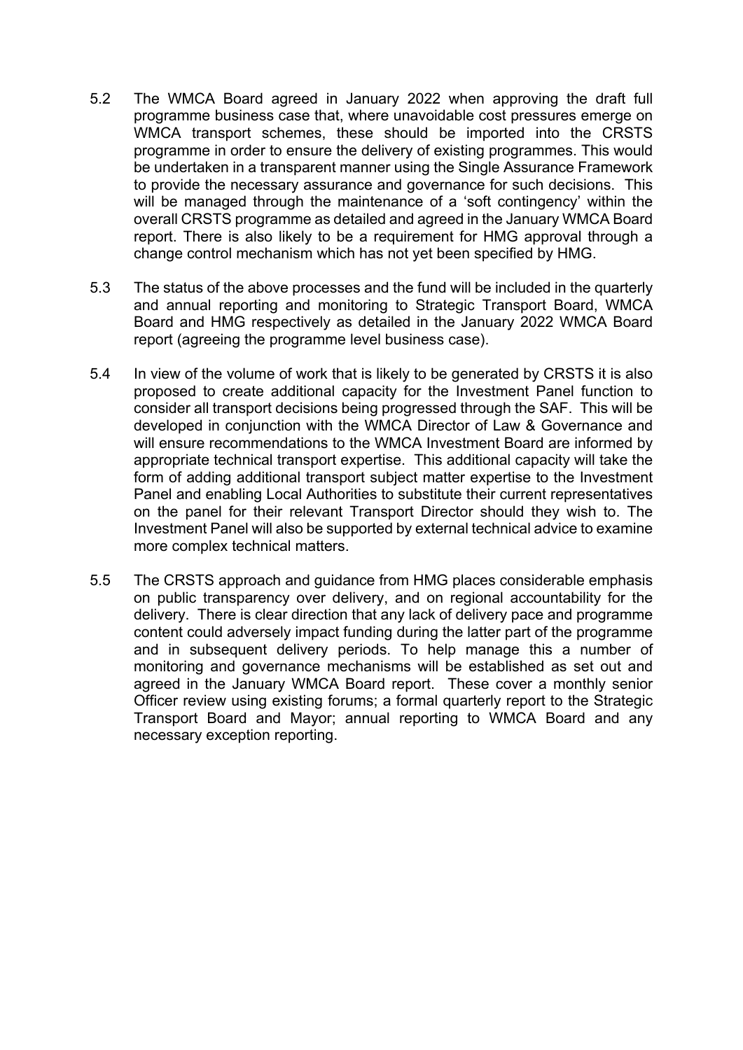5.2 The WMCA Board agreed in January 2022 when approving the draft full programme business case that, where unavoidable cost pressures emerge on WMCA transport schemes, these should be imported into the CRSTS programme in order to ensure the delivery of existing programmes. This would be undertaken in a transparent manner using the Single Assurance Framework to provide the necessary assurance and governance for such decisions. This will be managed through the maintenance of a 'soft contingency' within the overall CRSTS programme as detailed and agreed in the January WMCA Board report. There is also likely to be a requirement for HMG approval through a change control mechanism which has not yet been specified by HMG.

5.3 The status of the above processes and the fund will be included in the quarterly and annual reporting and monitoring to Strategic Transport Board, WMCA Board and HMG respectively as detailed in the January 2022 WMCA Board report (agreeing the programme level business case).

5.4 In view of the volume of work that is likely to be generated by CRSTS it is also proposed to create additional capacity for the Investment Panel function to consider all transport decisions being progressed through the SAF. This will be developed in conjunction with the WMCA Director of Law & Governance and will ensure recommendations to the WMCA Investment Board are informed by appropriate technical transport expertise. This additional capacity will take the form of adding additional transport subject matter expertise to the Investment Panel and enabling Local Authorities to substitute their current representatives on the panel for their relevant Transport Director should they wish to. The Investment Panel will also be supported by external technical advice to examine more complex technical matters.

5.5 The CRSTS approach and guidance from HMG places considerable emphasis on public transparency over delivery, and on regional accountability for the delivery. There is clear direction that any lack of delivery pace and programme content could adversely impact funding during the latter part of the programme and in subsequent delivery periods. To help manage this a number of monitoring and governance mechanisms will be established as set out and agreed in the January WMCA Board report. These cover a monthly senior Officer review using existing forums; a formal quarterly report to the Strategic Transport Board and Mayor; annual reporting to WMCA Board and any necessary exception reporting.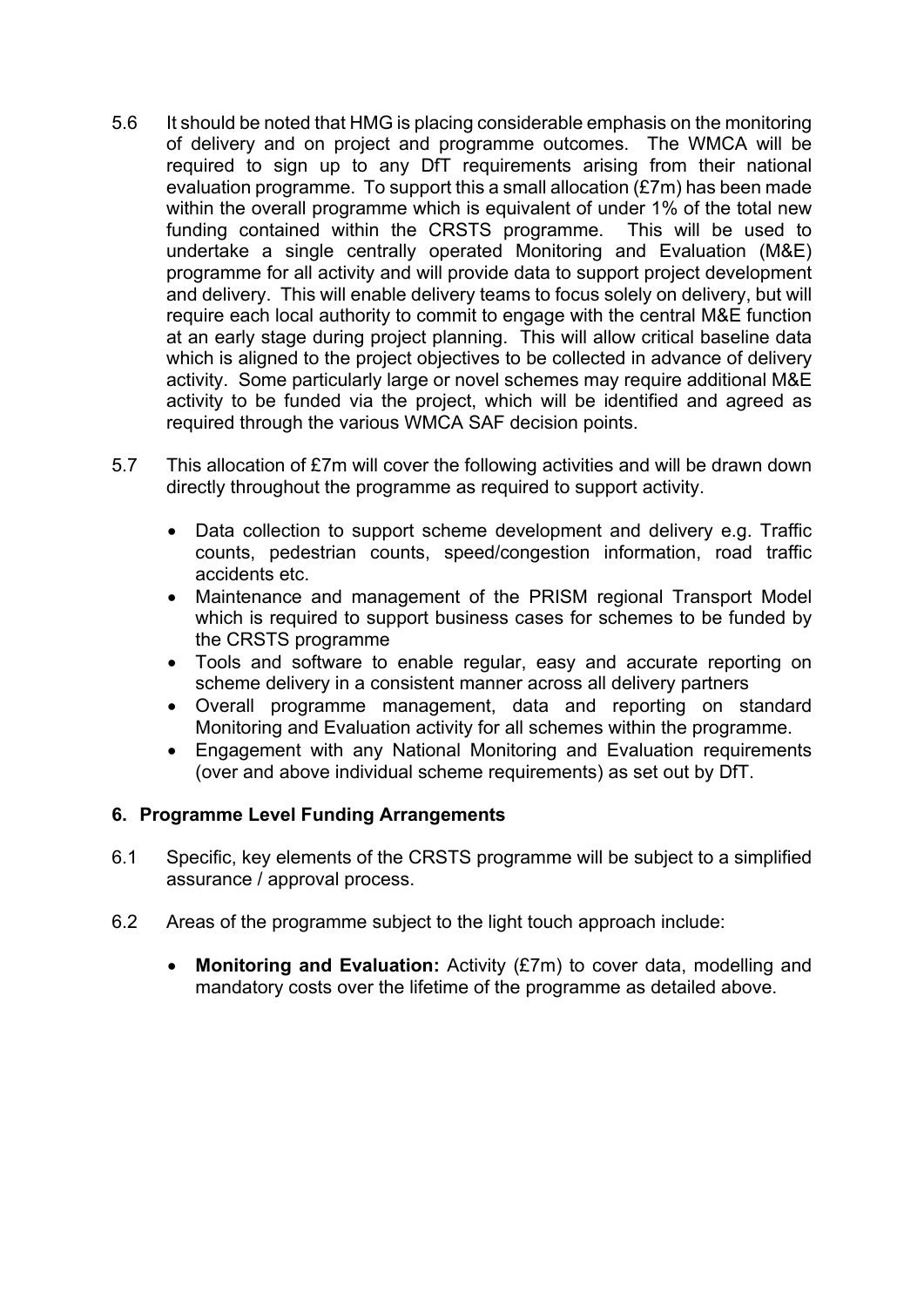5.6 It should be noted that HMG is placing considerable emphasis on the monitoring of delivery and on project and programme outcomes. The WMCA will be required to sign up to any DfT requirements arising from their national evaluation programme. To support this a small allocation (£7m) has been made within the overall programme which is equivalent of under 1% of the total new funding contained within the CRSTS programme. This will be used to undertake a single centrally operated Monitoring and Evaluation (M&E) programme for all activity and will provide data to support project development and delivery. This will enable delivery teams to focus solely on delivery, but will require each local authority to commit to engage with the central M&E function at an early stage during project planning. This will allow critical baseline data which is aligned to the project objectives to be collected in advance of delivery activity. Some particularly large or novel schemes may require additional M&E activity to be funded via the project, which will be identified and agreed as required through the various WMCA SAF decision points.

5.7 This allocation of £7m will cover the following activities and will be drawn down directly throughout the programme as required to support activity.

- Data collection to support scheme development and delivery e.g. Traffic counts, pedestrian counts, speed/congestion information, road traffic accidents etc.
- Maintenance and management of the PRISM regional Transport Model which is required to support business cases for schemes to be funded by the CRSTS programme
- Tools and software to enable regular, easy and accurate reporting on scheme delivery in a consistent manner across all delivery partners
- Overall programme management, data and reporting on standard Monitoring and Evaluation activity for all schemes within the programme.
- Engagement with any National Monitoring and Evaluation requirements (over and above individual scheme requirements) as set out by DfT.

## 6. Programme Level Funding Arrangements

6.1 Specific, key elements of the CRSTS programme will be subject to a simplified assurance / approval process.

6.2 Areas of the programme subject to the light touch approach include:

- **Monitoring and Evaluation:** Activity (£7m) to cover data, modelling and mandatory costs over the lifetime of the programme as detailed above.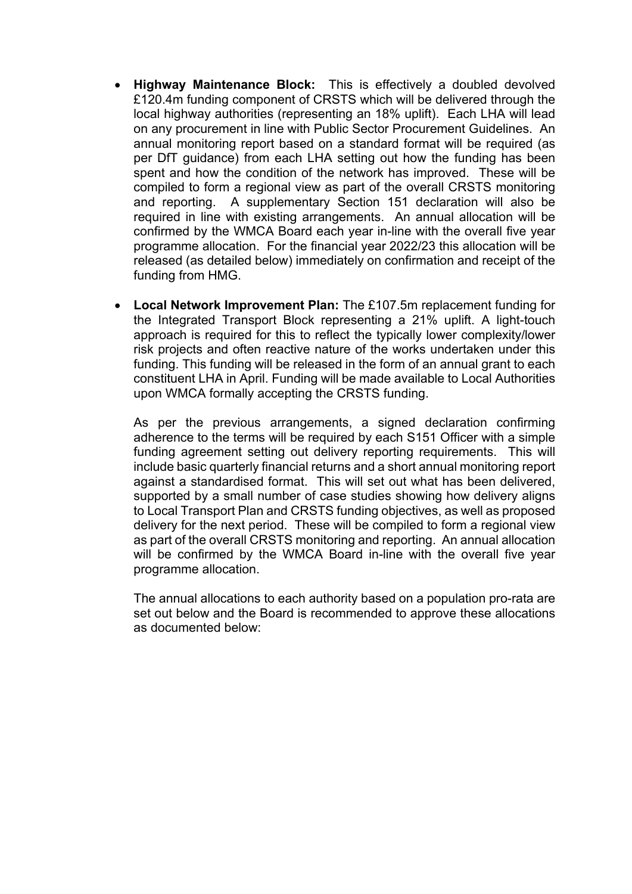- **Highway Maintenance Block:** This is effectively a doubled devolved £120.4m funding component of CRSTS which will be delivered through the local highway authorities (representing an 18% uplift). Each LHA will lead on any procurement in line with Public Sector Procurement Guidelines. An annual monitoring report based on a standard format will be required (as per DfT guidance) from each LHA setting out how the funding has been spent and how the condition of the network has improved. These will be compiled to form a regional view as part of the overall CRSTS monitoring and reporting. A supplementary Section 151 declaration will also be required in line with existing arrangements. An annual allocation will be confirmed by the WMCA Board each year in-line with the overall five year programme allocation. For the financial year 2022/23 this allocation will be released (as detailed below) immediately on confirmation and receipt of the funding from HMG.

- **Local Network Improvement Plan:** The £107.5m replacement funding for the Integrated Transport Block representing a 21% uplift. A light-touch approach is required for this to reflect the typically lower complexity/lower risk projects and often reactive nature of the works undertaken under this funding. This funding will be released in the form of an annual grant to each constituent LHA in April. Funding will be made available to Local Authorities upon WMCA formally accepting the CRSTS funding.

  As per the previous arrangements, a signed declaration confirming adherence to the terms will be required by each S151 Officer with a simple funding agreement setting out delivery reporting requirements. This will include basic quarterly financial returns and a short annual monitoring report against a standardised format. This will set out what has been delivered, supported by a small number of case studies showing how delivery aligns to Local Transport Plan and CRSTS funding objectives, as well as proposed delivery for the next period. These will be compiled to form a regional view as part of the overall CRSTS monitoring and reporting. An annual allocation will be confirmed by the WMCA Board in-line with the overall five year programme allocation.

  The annual allocations to each authority based on a population pro-rata are set out below and the Board is recommended to approve these allocations as documented below: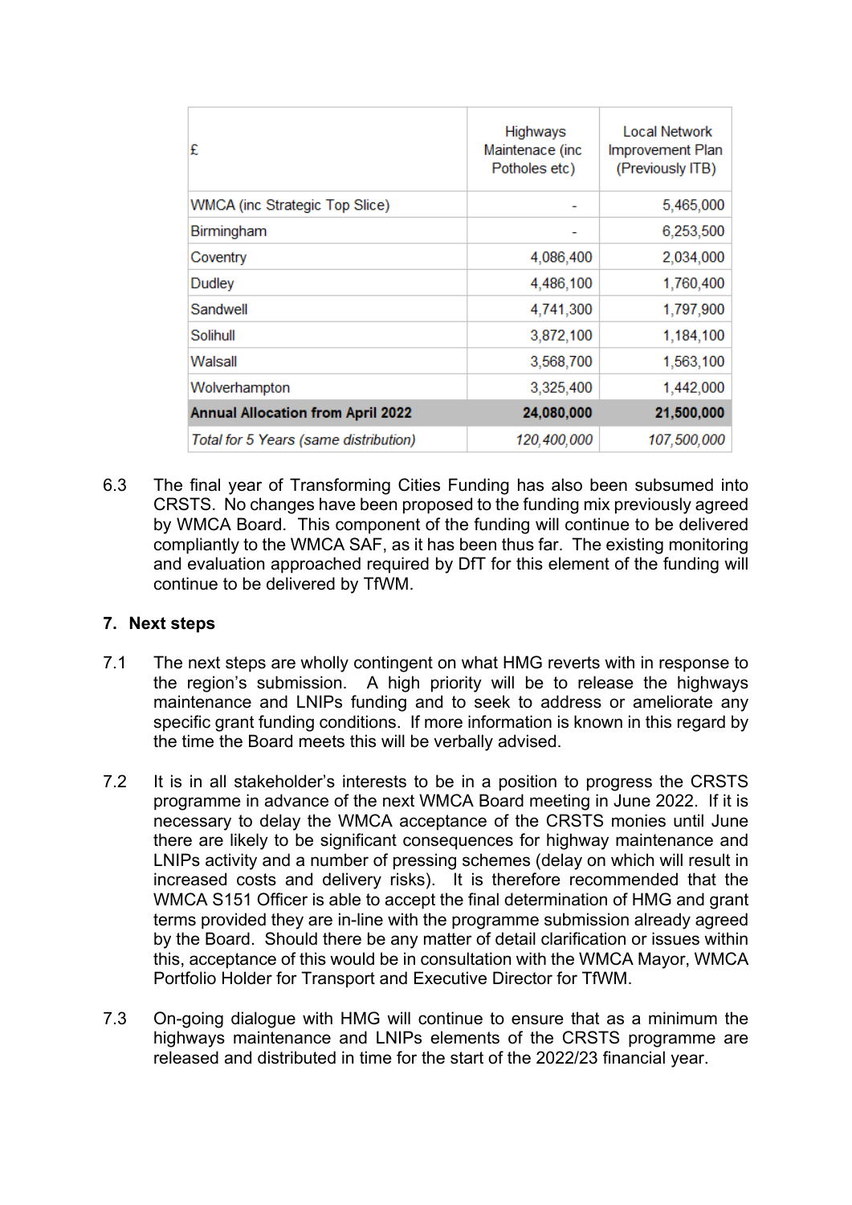| £ | Highways Maintenace (inc Potholes etc) | Local Network Improvement Plan (Previously ITB) |
|---|---|---|
| WMCA (inc Strategic Top Slice) | - | 5,465,000 |
| Birmingham | - | 6,253,500 |
| Coventry | 4,086,400 | 2,034,000 |
| Dudley | 4,486,100 | 1,760,400 |
| Sandwell | 4,741,300 | 1,797,900 |
| Solihull | 3,872,100 | 1,184,100 |
| Walsall | 3,568,700 | 1,563,100 |
| Wolverhampton | 3,325,400 | 1,442,000 |
| **Annual Allocation from April 2022** | **24,080,000** | **21,500,000** |
| *Total for 5 Years (same distribution)* | *120,400,000* | *107,500,000* |

6.3 The final year of Transforming Cities Funding has also been subsumed into CRSTS. No changes have been proposed to the funding mix previously agreed by WMCA Board. This component of the funding will continue to be delivered compliantly to the WMCA SAF, as it has been thus far. The existing monitoring and evaluation approached required by DfT for this element of the funding will continue to be delivered by TfWM.

## 7. Next steps

7.1 The next steps are wholly contingent on what HMG reverts with in response to the region's submission. A high priority will be to release the highways maintenance and LNIPs funding and to seek to address or ameliorate any specific grant funding conditions. If more information is known in this regard by the time the Board meets this will be verbally advised.

7.2 It is in all stakeholder's interests to be in a position to progress the CRSTS programme in advance of the next WMCA Board meeting in June 2022. If it is necessary to delay the WMCA acceptance of the CRSTS monies until June there are likely to be significant consequences for highway maintenance and LNIPs activity and a number of pressing schemes (delay on which will result in increased costs and delivery risks). It is therefore recommended that the WMCA S151 Officer is able to accept the final determination of HMG and grant terms provided they are in-line with the programme submission already agreed by the Board. Should there be any matter of detail clarification or issues within this, acceptance of this would be in consultation with the WMCA Mayor, WMCA Portfolio Holder for Transport and Executive Director for TfWM.

7.3 On-going dialogue with HMG will continue to ensure that as a minimum the highways maintenance and LNIPs elements of the CRSTS programme are released and distributed in time for the start of the 2022/23 financial year.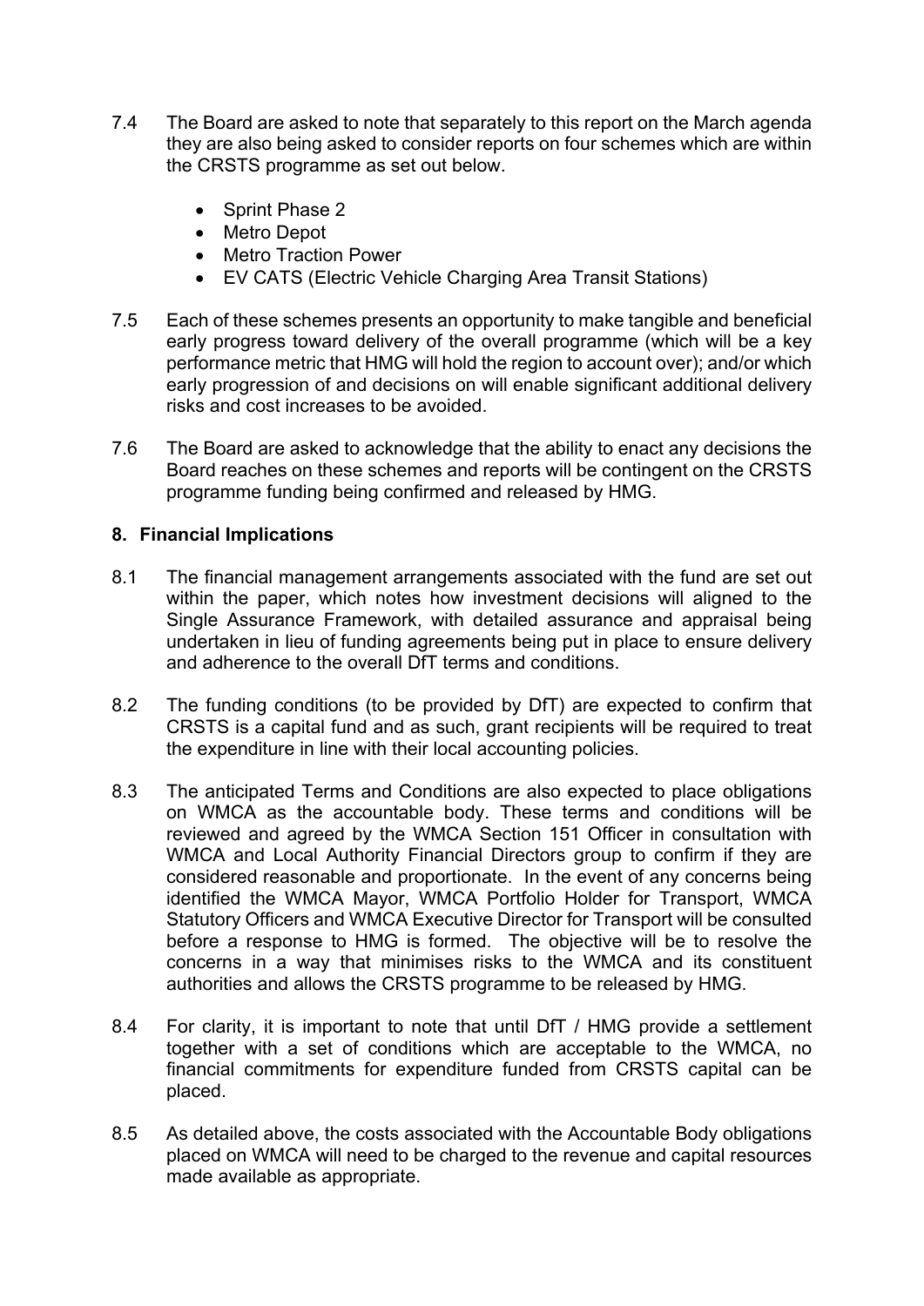7.4 The Board are asked to note that separately to this report on the March agenda they are also being asked to consider reports on four schemes which are within the CRSTS programme as set out below.

- Sprint Phase 2
- Metro Depot
- Metro Traction Power
- EV CATS (Electric Vehicle Charging Area Transit Stations)

7.5 Each of these schemes presents an opportunity to make tangible and beneficial early progress toward delivery of the overall programme (which will be a key performance metric that HMG will hold the region to account over); and/or which early progression of and decisions on will enable significant additional delivery risks and cost increases to be avoided.

7.6 The Board are asked to acknowledge that the ability to enact any decisions the Board reaches on these schemes and reports will be contingent on the CRSTS programme funding being confirmed and released by HMG.

## 8. Financial Implications

8.1 The financial management arrangements associated with the fund are set out within the paper, which notes how investment decisions will aligned to the Single Assurance Framework, with detailed assurance and appraisal being undertaken in lieu of funding agreements being put in place to ensure delivery and adherence to the overall DfT terms and conditions.

8.2 The funding conditions (to be provided by DfT) are expected to confirm that CRSTS is a capital fund and as such, grant recipients will be required to treat the expenditure in line with their local accounting policies.

8.3 The anticipated Terms and Conditions are also expected to place obligations on WMCA as the accountable body. These terms and conditions will be reviewed and agreed by the WMCA Section 151 Officer in consultation with WMCA and Local Authority Financial Directors group to confirm if they are considered reasonable and proportionate. In the event of any concerns being identified the WMCA Mayor, WMCA Portfolio Holder for Transport, WMCA Statutory Officers and WMCA Executive Director for Transport will be consulted before a response to HMG is formed. The objective will be to resolve the concerns in a way that minimises risks to the WMCA and its constituent authorities and allows the CRSTS programme to be released by HMG.

8.4 For clarity, it is important to note that until DfT / HMG provide a settlement together with a set of conditions which are acceptable to the WMCA, no financial commitments for expenditure funded from CRSTS capital can be placed.

8.5 As detailed above, the costs associated with the Accountable Body obligations placed on WMCA will need to be charged to the revenue and capital resources made available as appropriate.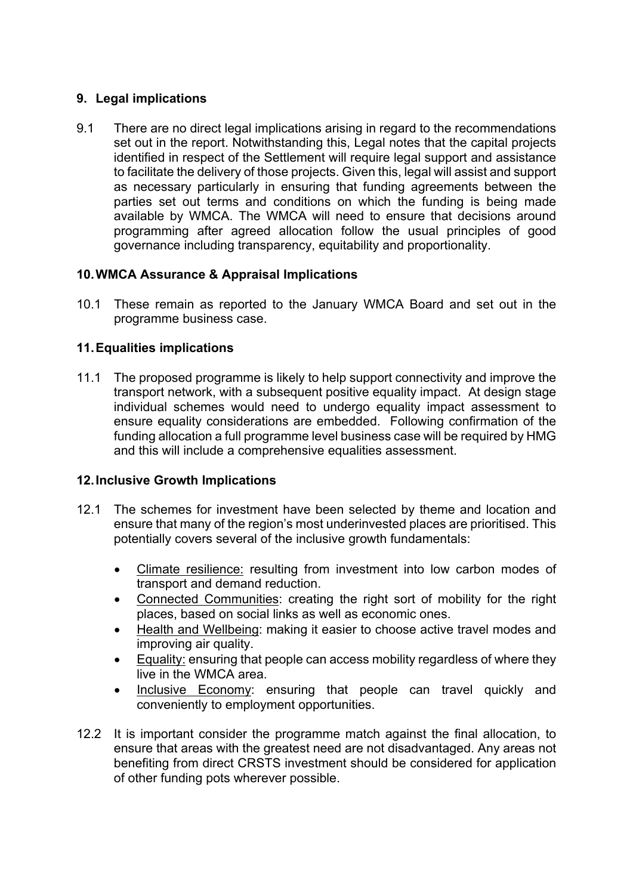## 9. Legal implications

9.1 There are no direct legal implications arising in regard to the recommendations set out in the report. Notwithstanding this, Legal notes that the capital projects identified in respect of the Settlement will require legal support and assistance to facilitate the delivery of those projects. Given this, legal will assist and support as necessary particularly in ensuring that funding agreements between the parties set out terms and conditions on which the funding is being made available by WMCA. The WMCA will need to ensure that decisions around programming after agreed allocation follow the usual principles of good governance including transparency, equitability and proportionality.

## 10. WMCA Assurance & Appraisal Implications

10.1 These remain as reported to the January WMCA Board and set out in the programme business case.

## 11. Equalities implications

11.1 The proposed programme is likely to help support connectivity and improve the transport network, with a subsequent positive equality impact. At design stage individual schemes would need to undergo equality impact assessment to ensure equality considerations are embedded. Following confirmation of the funding allocation a full programme level business case will be required by HMG and this will include a comprehensive equalities assessment.

## 12. Inclusive Growth Implications

12.1 The schemes for investment have been selected by theme and location and ensure that many of the region's most underinvested places are prioritised. This potentially covers several of the inclusive growth fundamentals:

- Climate resilience: resulting from investment into low carbon modes of transport and demand reduction.
- Connected Communities: creating the right sort of mobility for the right places, based on social links as well as economic ones.
- Health and Wellbeing: making it easier to choose active travel modes and improving air quality.
- Equality: ensuring that people can access mobility regardless of where they live in the WMCA area.
- Inclusive Economy: ensuring that people can travel quickly and conveniently to employment opportunities.

12.2 It is important consider the programme match against the final allocation, to ensure that areas with the greatest need are not disadvantaged. Any areas not benefiting from direct CRSTS investment should be considered for application of other funding pots wherever possible.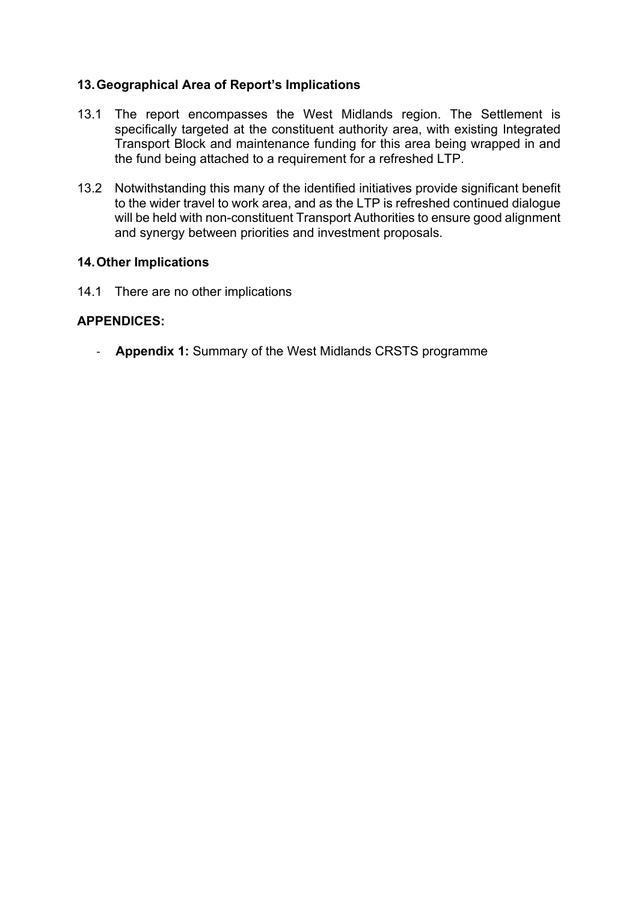## 13. Geographical Area of Report's Implications

13.1 The report encompasses the West Midlands region. The Settlement is specifically targeted at the constituent authority area, with existing Integrated Transport Block and maintenance funding for this area being wrapped in and the fund being attached to a requirement for a refreshed LTP.

13.2 Notwithstanding this many of the identified initiatives provide significant benefit to the wider travel to work area, and as the LTP is refreshed continued dialogue will be held with non-constituent Transport Authorities to ensure good alignment and synergy between priorities and investment proposals.

## 14. Other Implications

14.1 There are no other implications

## APPENDICES:

- **Appendix 1:** Summary of the West Midlands CRSTS programme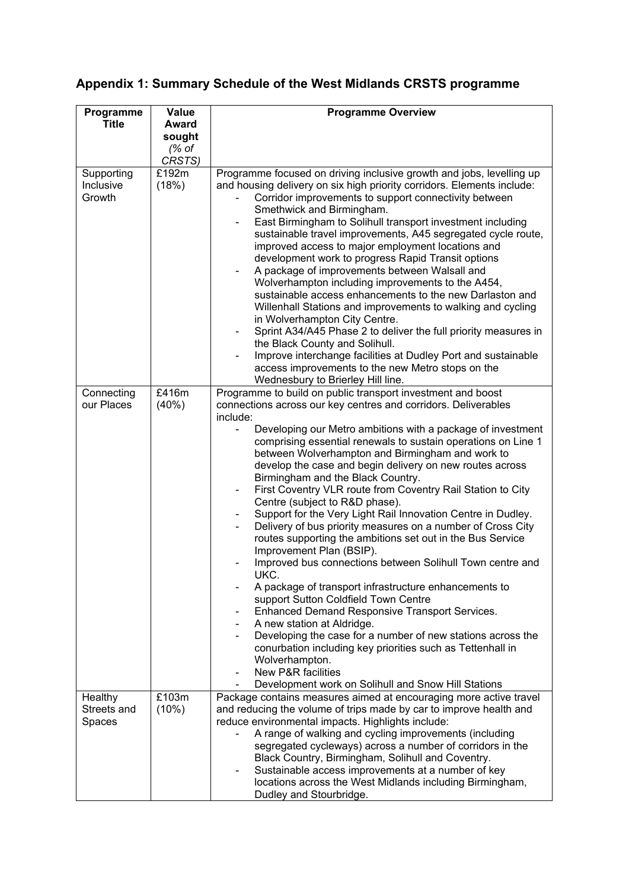## Appendix 1: Summary Schedule of the West Midlands CRSTS programme

| Programme Title | Value Award sought *(% of CRSTS)* | Programme Overview |
|---|---|---|
| Supporting Inclusive Growth | £192m (18%) | Programme focused on driving inclusive growth and jobs, levelling up and housing delivery on six high priority corridors. Elements include: <br> - Corridor improvements to support connectivity between Smethwick and Birmingham. <br> - East Birmingham to Solihull transport investment including sustainable travel improvements, A45 segregated cycle route, improved access to major employment locations and development work to progress Rapid Transit options <br> - A package of improvements between Walsall and Wolverhampton including improvements to the A454, sustainable access enhancements to the new Darlaston and Willenhall Stations and improvements to walking and cycling in Wolverhampton City Centre. <br> - Sprint A34/A45 Phase 2 to deliver the full priority measures in the Black County and Solihull. <br> - Improve interchange facilities at Dudley Port and sustainable access improvements to the new Metro stops on the Wednesbury to Brierley Hill line. |
| Connecting our Places | £416m (40%) | Programme to build on public transport investment and boost connections across our key centres and corridors. Deliverables include: <br> - Developing our Metro ambitions with a package of investment comprising essential renewals to sustain operations on Line 1 between Wolverhampton and Birmingham and work to develop the case and begin delivery on new routes across Birmingham and the Black Country. <br> - First Coventry VLR route from Coventry Rail Station to City Centre (subject to R&D phase). <br> - Support for the Very Light Rail Innovation Centre in Dudley. <br> - Delivery of bus priority measures on a number of Cross City routes supporting the ambitions set out in the Bus Service Improvement Plan (BSIP). <br> - Improved bus connections between Solihull Town centre and UKC. <br> - A package of transport infrastructure enhancements to support Sutton Coldfield Town Centre <br> - Enhanced Demand Responsive Transport Services. <br> - A new station at Aldridge. <br> - Developing the case for a number of new stations across the conurbation including key priorities such as Tettenhall in Wolverhampton. <br> - New P&R facilities <br> - Development work on Solihull and Snow Hill Stations |
| Healthy Streets and Spaces | £103m (10%) | Package contains measures aimed at encouraging more active travel and reducing the volume of trips made by car to improve health and reduce environmental impacts. Highlights include: <br> - A range of walking and cycling improvements (including segregated cycleways) across a number of corridors in the Black Country, Birmingham, Solihull and Coventry. <br> - Sustainable access improvements at a number of key locations across the West Midlands including Birmingham, Dudley and Stourbridge. |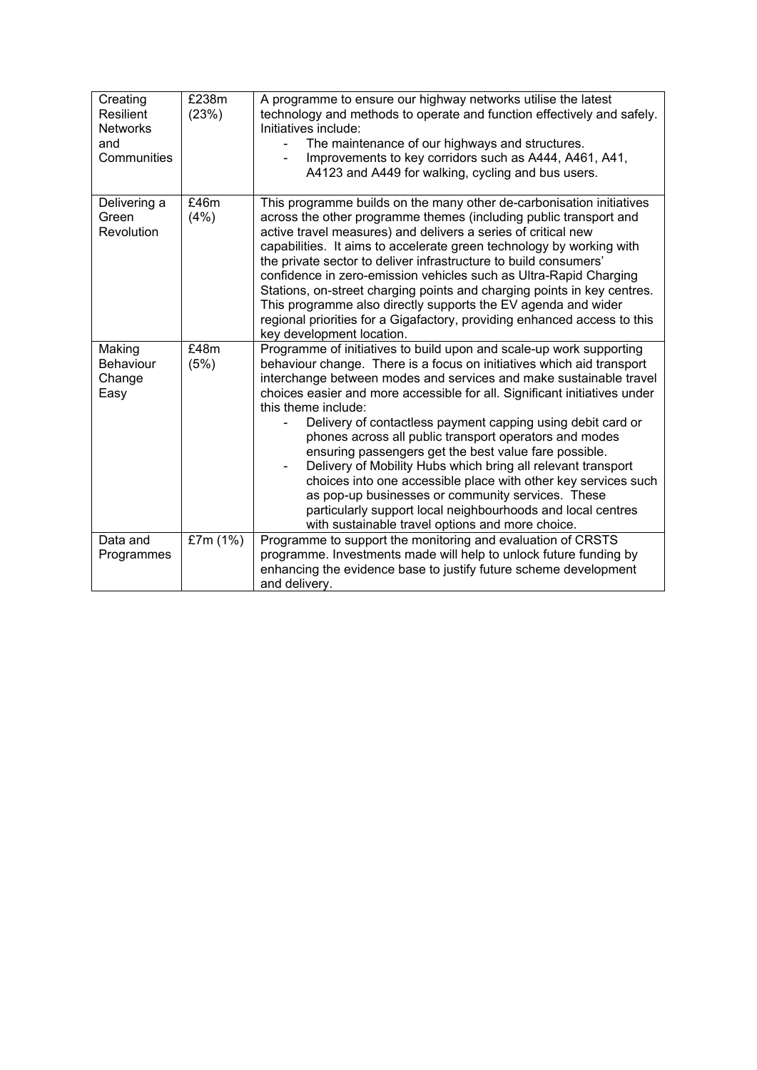| | | |
|---|---|---|
| Creating Resilient Networks and Communities | £238m (23%) | A programme to ensure our highway networks utilise the latest technology and methods to operate and function effectively and safely. Initiatives include:<br>- The maintenance of our highways and structures.<br>- Improvements to key corridors such as A444, A461, A41, A4123 and A449 for walking, cycling and bus users. |
| Delivering a Green Revolution | £46m (4%) | This programme builds on the many other de-carbonisation initiatives across the other programme themes (including public transport and active travel measures) and delivers a series of critical new capabilities. It aims to accelerate green technology by working with the private sector to deliver infrastructure to build consumers' confidence in zero-emission vehicles such as Ultra-Rapid Charging Stations, on-street charging points and charging points in key centres. This programme also directly supports the EV agenda and wider regional priorities for a Gigafactory, providing enhanced access to this key development location. |
| Making Behaviour Change Easy | £48m (5%) | Programme of initiatives to build upon and scale-up work supporting behaviour change. There is a focus on initiatives which aid transport interchange between modes and services and make sustainable travel choices easier and more accessible for all. Significant initiatives under this theme include:<br>- Delivery of contactless payment capping using debit card or phones across all public transport operators and modes ensuring passengers get the best value fare possible.<br>- Delivery of Mobility Hubs which bring all relevant transport choices into one accessible place with other key services such as pop-up businesses or community services. These particularly support local neighbourhoods and local centres with sustainable travel options and more choice. |
| Data and Programmes | £7m (1%) | Programme to support the monitoring and evaluation of CRSTS programme. Investments made will help to unlock future funding by enhancing the evidence base to justify future scheme development and delivery. |